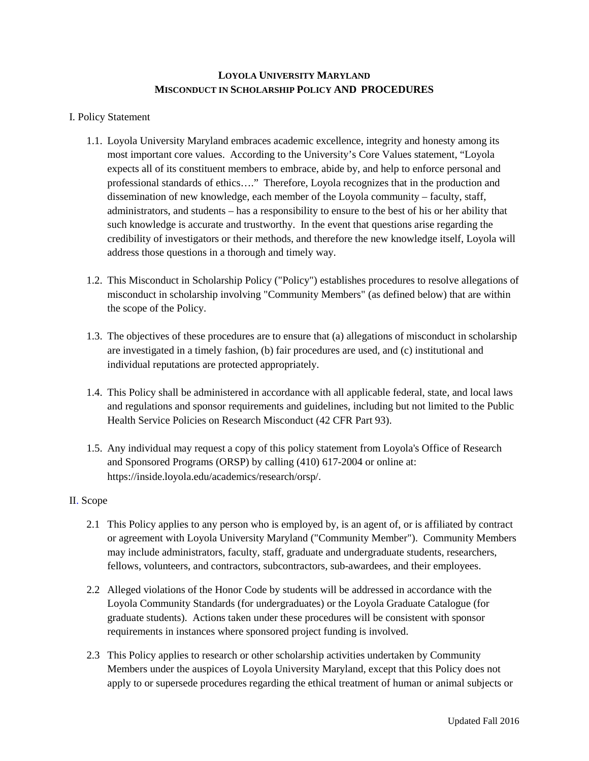# LOYOLA UNIVERSITY MARYLAND
# MISCONDUCT IN SCHOLARSHIP POLICY AND PROCEDURES

## I. Policy Statement

1.1. Loyola University Maryland embraces academic excellence, integrity and honesty among its most important core values. According to the University's Core Values statement, "Loyola expects all of its constituent members to embrace, abide by, and help to enforce personal and professional standards of ethics…." Therefore, Loyola recognizes that in the production and dissemination of new knowledge, each member of the Loyola community – faculty, staff, administrators, and students – has a responsibility to ensure to the best of his or her ability that such knowledge is accurate and trustworthy. In the event that questions arise regarding the credibility of investigators or their methods, and therefore the new knowledge itself, Loyola will address those questions in a thorough and timely way.

1.2. This Misconduct in Scholarship Policy ("Policy") establishes procedures to resolve allegations of misconduct in scholarship involving "Community Members" (as defined below) that are within the scope of the Policy.

1.3. The objectives of these procedures are to ensure that (a) allegations of misconduct in scholarship are investigated in a timely fashion, (b) fair procedures are used, and (c) institutional and individual reputations are protected appropriately.

1.4. This Policy shall be administered in accordance with all applicable federal, state, and local laws and regulations and sponsor requirements and guidelines, including but not limited to the Public Health Service Policies on Research Misconduct (42 CFR Part 93).

1.5. Any individual may request a copy of this policy statement from Loyola's Office of Research and Sponsored Programs (ORSP) by calling (410) 617-2004 or online at: https://inside.loyola.edu/academics/research/orsp/.

## II. Scope

2.1 This Policy applies to any person who is employed by, is an agent of, or is affiliated by contract or agreement with Loyola University Maryland ("Community Member"). Community Members may include administrators, faculty, staff, graduate and undergraduate students, researchers, fellows, volunteers, and contractors, subcontractors, sub-awardees, and their employees.

2.2 Alleged violations of the Honor Code by students will be addressed in accordance with the Loyola Community Standards (for undergraduates) or the Loyola Graduate Catalogue (for graduate students). Actions taken under these procedures will be consistent with sponsor requirements in instances where sponsored project funding is involved.

2.3 This Policy applies to research or other scholarship activities undertaken by Community Members under the auspices of Loyola University Maryland, except that this Policy does not apply to or supersede procedures regarding the ethical treatment of human or animal subjects or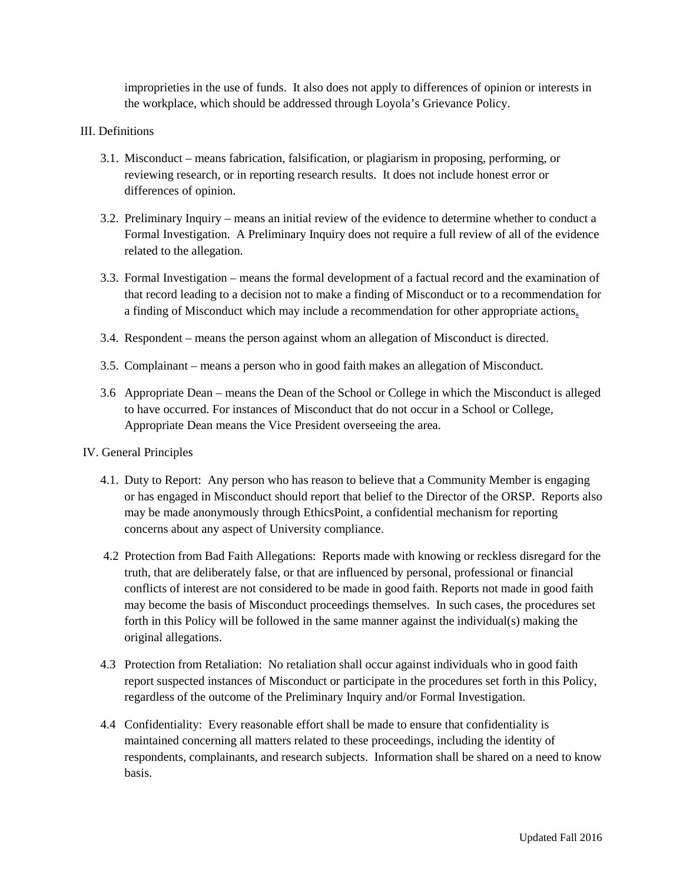improprieties in the use of funds. It also does not apply to differences of opinion or interests in the workplace, which should be addressed through Loyola's Grievance Policy.

## III. Definitions

3.1. Misconduct – means fabrication, falsification, or plagiarism in proposing, performing, or reviewing research, or in reporting research results. It does not include honest error or differences of opinion.

3.2. Preliminary Inquiry – means an initial review of the evidence to determine whether to conduct a Formal Investigation. A Preliminary Inquiry does not require a full review of all of the evidence related to the allegation.

3.3. Formal Investigation – means the formal development of a factual record and the examination of that record leading to a decision not to make a finding of Misconduct or to a recommendation for a finding of Misconduct which may include a recommendation for other appropriate actions.

3.4. Respondent – means the person against whom an allegation of Misconduct is directed.

3.5. Complainant – means a person who in good faith makes an allegation of Misconduct.

3.6 Appropriate Dean – means the Dean of the School or College in which the Misconduct is alleged to have occurred. For instances of Misconduct that do not occur in a School or College, Appropriate Dean means the Vice President overseeing the area.

## IV. General Principles

4.1. Duty to Report: Any person who has reason to believe that a Community Member is engaging or has engaged in Misconduct should report that belief to the Director of the ORSP. Reports also may be made anonymously through EthicsPoint, a confidential mechanism for reporting concerns about any aspect of University compliance.

4.2 Protection from Bad Faith Allegations: Reports made with knowing or reckless disregard for the truth, that are deliberately false, or that are influenced by personal, professional or financial conflicts of interest are not considered to be made in good faith. Reports not made in good faith may become the basis of Misconduct proceedings themselves. In such cases, the procedures set forth in this Policy will be followed in the same manner against the individual(s) making the original allegations.

4.3 Protection from Retaliation: No retaliation shall occur against individuals who in good faith report suspected instances of Misconduct or participate in the procedures set forth in this Policy, regardless of the outcome of the Preliminary Inquiry and/or Formal Investigation.

4.4 Confidentiality: Every reasonable effort shall be made to ensure that confidentiality is maintained concerning all matters related to these proceedings, including the identity of respondents, complainants, and research subjects. Information shall be shared on a need to know basis.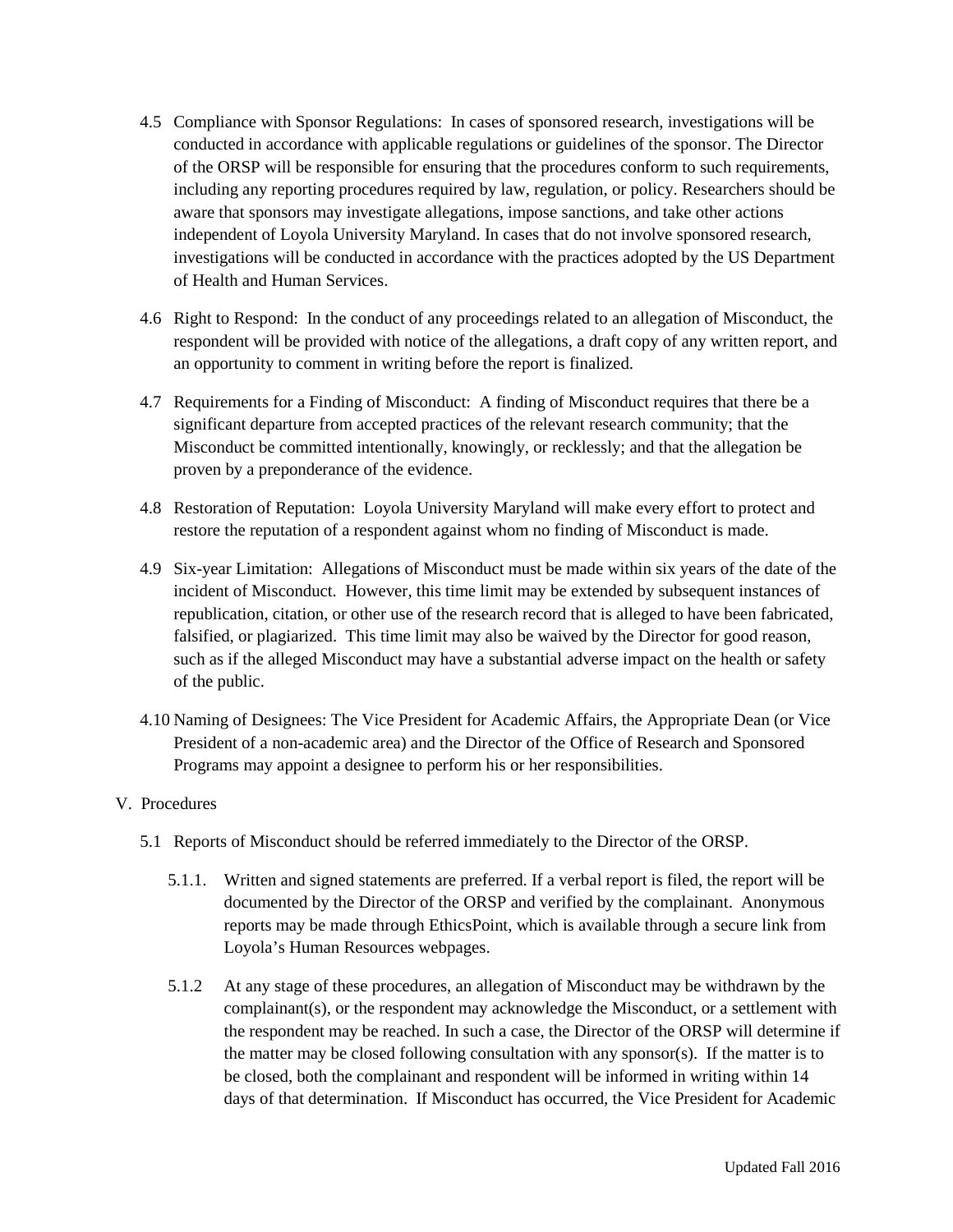4.5 Compliance with Sponsor Regulations: In cases of sponsored research, investigations will be conducted in accordance with applicable regulations or guidelines of the sponsor. The Director of the ORSP will be responsible for ensuring that the procedures conform to such requirements, including any reporting procedures required by law, regulation, or policy. Researchers should be aware that sponsors may investigate allegations, impose sanctions, and take other actions independent of Loyola University Maryland. In cases that do not involve sponsored research, investigations will be conducted in accordance with the practices adopted by the US Department of Health and Human Services.

4.6 Right to Respond: In the conduct of any proceedings related to an allegation of Misconduct, the respondent will be provided with notice of the allegations, a draft copy of any written report, and an opportunity to comment in writing before the report is finalized.

4.7 Requirements for a Finding of Misconduct: A finding of Misconduct requires that there be a significant departure from accepted practices of the relevant research community; that the Misconduct be committed intentionally, knowingly, or recklessly; and that the allegation be proven by a preponderance of the evidence.

4.8 Restoration of Reputation: Loyola University Maryland will make every effort to protect and restore the reputation of a respondent against whom no finding of Misconduct is made.

4.9 Six-year Limitation: Allegations of Misconduct must be made within six years of the date of the incident of Misconduct. However, this time limit may be extended by subsequent instances of republication, citation, or other use of the research record that is alleged to have been fabricated, falsified, or plagiarized. This time limit may also be waived by the Director for good reason, such as if the alleged Misconduct may have a substantial adverse impact on the health or safety of the public.

4.10 Naming of Designees: The Vice President for Academic Affairs, the Appropriate Dean (or Vice President of a non-academic area) and the Director of the Office of Research and Sponsored Programs may appoint a designee to perform his or her responsibilities.

## V. Procedures

5.1 Reports of Misconduct should be referred immediately to the Director of the ORSP.

5.1.1. Written and signed statements are preferred. If a verbal report is filed, the report will be documented by the Director of the ORSP and verified by the complainant. Anonymous reports may be made through EthicsPoint, which is available through a secure link from Loyola's Human Resources webpages.

5.1.2 At any stage of these procedures, an allegation of Misconduct may be withdrawn by the complainant(s), or the respondent may acknowledge the Misconduct, or a settlement with the respondent may be reached. In such a case, the Director of the ORSP will determine if the matter may be closed following consultation with any sponsor(s). If the matter is to be closed, both the complainant and respondent will be informed in writing within 14 days of that determination. If Misconduct has occurred, the Vice President for Academic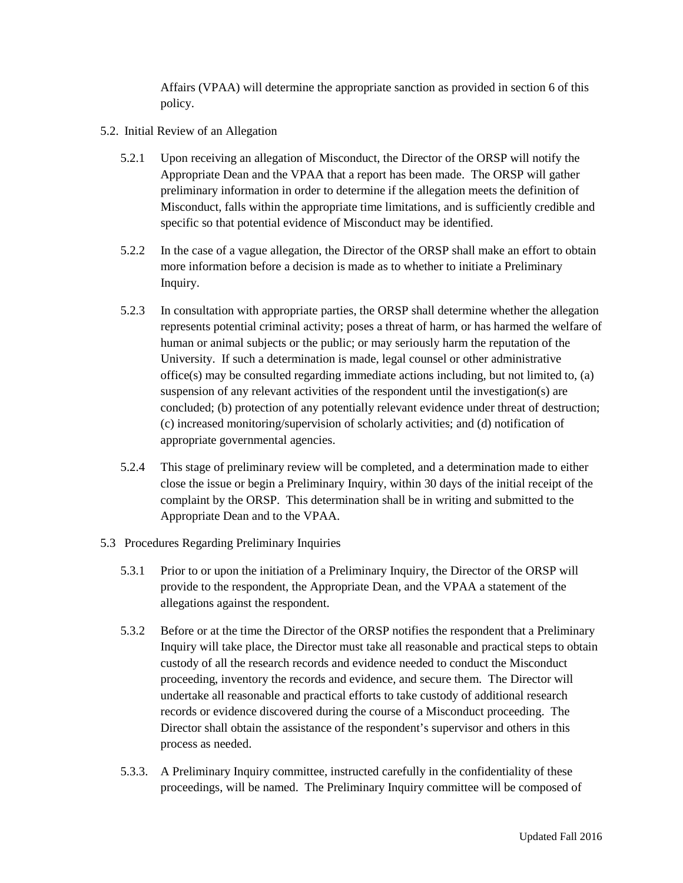Affairs (VPAA) will determine the appropriate sanction as provided in section 6 of this policy.

5.2. Initial Review of an Allegation

5.2.1 Upon receiving an allegation of Misconduct, the Director of the ORSP will notify the Appropriate Dean and the VPAA that a report has been made. The ORSP will gather preliminary information in order to determine if the allegation meets the definition of Misconduct, falls within the appropriate time limitations, and is sufficiently credible and specific so that potential evidence of Misconduct may be identified.

5.2.2 In the case of a vague allegation, the Director of the ORSP shall make an effort to obtain more information before a decision is made as to whether to initiate a Preliminary Inquiry.

5.2.3 In consultation with appropriate parties, the ORSP shall determine whether the allegation represents potential criminal activity; poses a threat of harm, or has harmed the welfare of human or animal subjects or the public; or may seriously harm the reputation of the University. If such a determination is made, legal counsel or other administrative office(s) may be consulted regarding immediate actions including, but not limited to, (a) suspension of any relevant activities of the respondent until the investigation(s) are concluded; (b) protection of any potentially relevant evidence under threat of destruction; (c) increased monitoring/supervision of scholarly activities; and (d) notification of appropriate governmental agencies.

5.2.4 This stage of preliminary review will be completed, and a determination made to either close the issue or begin a Preliminary Inquiry, within 30 days of the initial receipt of the complaint by the ORSP. This determination shall be in writing and submitted to the Appropriate Dean and to the VPAA.

5.3 Procedures Regarding Preliminary Inquiries

5.3.1 Prior to or upon the initiation of a Preliminary Inquiry, the Director of the ORSP will provide to the respondent, the Appropriate Dean, and the VPAA a statement of the allegations against the respondent.

5.3.2 Before or at the time the Director of the ORSP notifies the respondent that a Preliminary Inquiry will take place, the Director must take all reasonable and practical steps to obtain custody of all the research records and evidence needed to conduct the Misconduct proceeding, inventory the records and evidence, and secure them. The Director will undertake all reasonable and practical efforts to take custody of additional research records or evidence discovered during the course of a Misconduct proceeding. The Director shall obtain the assistance of the respondent's supervisor and others in this process as needed.

5.3.3. A Preliminary Inquiry committee, instructed carefully in the confidentiality of these proceedings, will be named. The Preliminary Inquiry committee will be composed of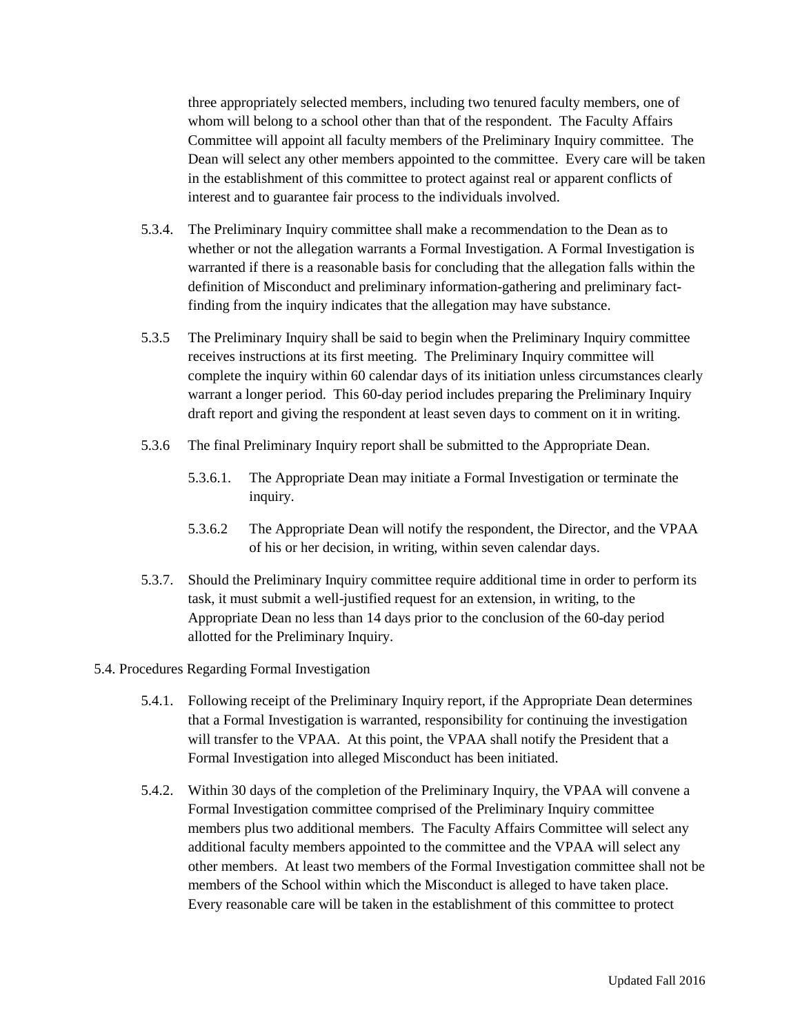three appropriately selected members, including two tenured faculty members, one of whom will belong to a school other than that of the respondent. The Faculty Affairs Committee will appoint all faculty members of the Preliminary Inquiry committee. The Dean will select any other members appointed to the committee. Every care will be taken in the establishment of this committee to protect against real or apparent conflicts of interest and to guarantee fair process to the individuals involved.

5.3.4. The Preliminary Inquiry committee shall make a recommendation to the Dean as to whether or not the allegation warrants a Formal Investigation. A Formal Investigation is warranted if there is a reasonable basis for concluding that the allegation falls within the definition of Misconduct and preliminary information-gathering and preliminary fact-finding from the inquiry indicates that the allegation may have substance.

5.3.5 The Preliminary Inquiry shall be said to begin when the Preliminary Inquiry committee receives instructions at its first meeting. The Preliminary Inquiry committee will complete the inquiry within 60 calendar days of its initiation unless circumstances clearly warrant a longer period. This 60-day period includes preparing the Preliminary Inquiry draft report and giving the respondent at least seven days to comment on it in writing.

5.3.6 The final Preliminary Inquiry report shall be submitted to the Appropriate Dean.

5.3.6.1. The Appropriate Dean may initiate a Formal Investigation or terminate the inquiry.

5.3.6.2 The Appropriate Dean will notify the respondent, the Director, and the VPAA of his or her decision, in writing, within seven calendar days.

5.3.7. Should the Preliminary Inquiry committee require additional time in order to perform its task, it must submit a well-justified request for an extension, in writing, to the Appropriate Dean no less than 14 days prior to the conclusion of the 60-day period allotted for the Preliminary Inquiry.

5.4. Procedures Regarding Formal Investigation

5.4.1. Following receipt of the Preliminary Inquiry report, if the Appropriate Dean determines that a Formal Investigation is warranted, responsibility for continuing the investigation will transfer to the VPAA. At this point, the VPAA shall notify the President that a Formal Investigation into alleged Misconduct has been initiated.

5.4.2. Within 30 days of the completion of the Preliminary Inquiry, the VPAA will convene a Formal Investigation committee comprised of the Preliminary Inquiry committee members plus two additional members. The Faculty Affairs Committee will select any additional faculty members appointed to the committee and the VPAA will select any other members. At least two members of the Formal Investigation committee shall not be members of the School within which the Misconduct is alleged to have taken place. Every reasonable care will be taken in the establishment of this committee to protect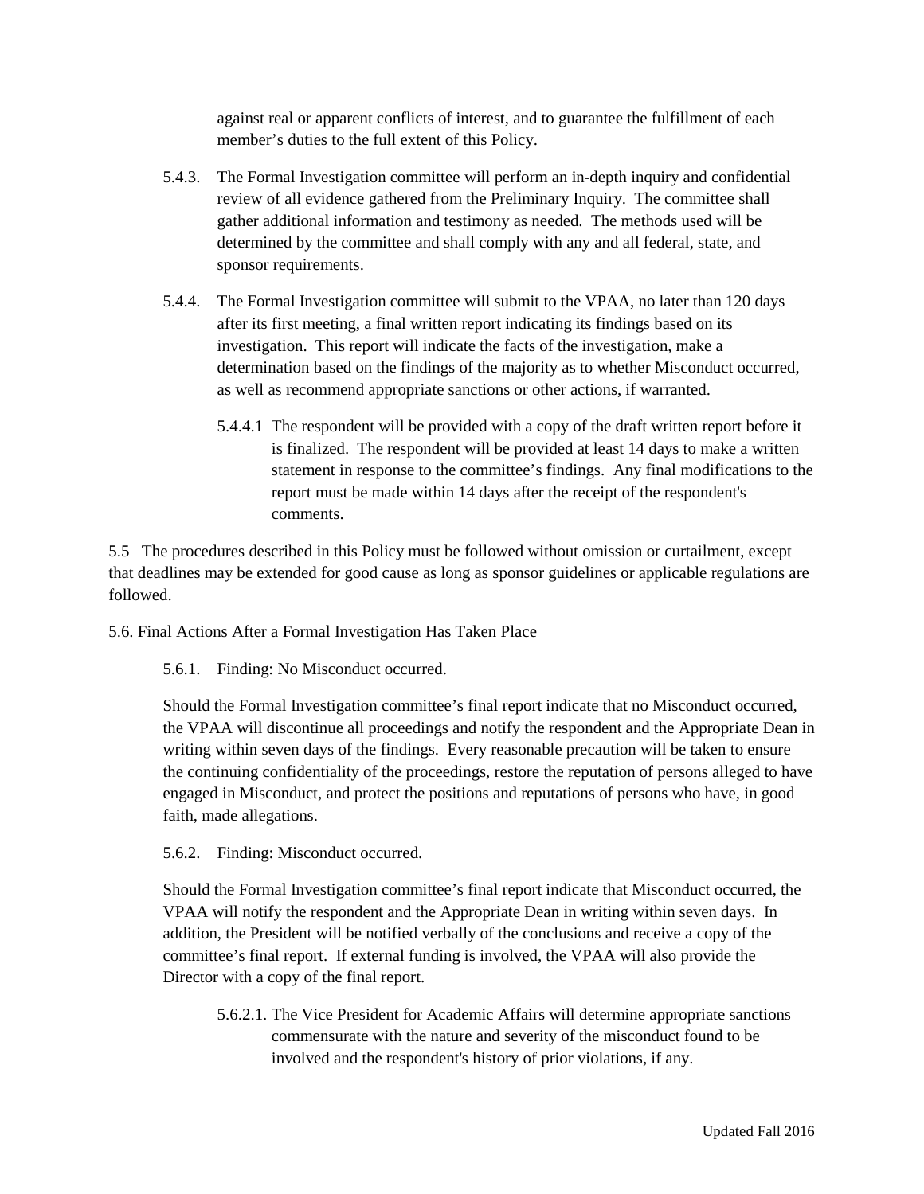against real or apparent conflicts of interest, and to guarantee the fulfillment of each member's duties to the full extent of this Policy.

5.4.3. The Formal Investigation committee will perform an in-depth inquiry and confidential review of all evidence gathered from the Preliminary Inquiry. The committee shall gather additional information and testimony as needed. The methods used will be determined by the committee and shall comply with any and all federal, state, and sponsor requirements.

5.4.4. The Formal Investigation committee will submit to the VPAA, no later than 120 days after its first meeting, a final written report indicating its findings based on its investigation. This report will indicate the facts of the investigation, make a determination based on the findings of the majority as to whether Misconduct occurred, as well as recommend appropriate sanctions or other actions, if warranted.

5.4.4.1 The respondent will be provided with a copy of the draft written report before it is finalized. The respondent will be provided at least 14 days to make a written statement in response to the committee's findings. Any final modifications to the report must be made within 14 days after the receipt of the respondent's comments.

5.5 The procedures described in this Policy must be followed without omission or curtailment, except that deadlines may be extended for good cause as long as sponsor guidelines or applicable regulations are followed.

5.6. Final Actions After a Formal Investigation Has Taken Place

5.6.1. Finding: No Misconduct occurred.

Should the Formal Investigation committee's final report indicate that no Misconduct occurred, the VPAA will discontinue all proceedings and notify the respondent and the Appropriate Dean in writing within seven days of the findings. Every reasonable precaution will be taken to ensure the continuing confidentiality of the proceedings, restore the reputation of persons alleged to have engaged in Misconduct, and protect the positions and reputations of persons who have, in good faith, made allegations.

5.6.2. Finding: Misconduct occurred.

Should the Formal Investigation committee's final report indicate that Misconduct occurred, the VPAA will notify the respondent and the Appropriate Dean in writing within seven days. In addition, the President will be notified verbally of the conclusions and receive a copy of the committee's final report. If external funding is involved, the VPAA will also provide the Director with a copy of the final report.

5.6.2.1. The Vice President for Academic Affairs will determine appropriate sanctions commensurate with the nature and severity of the misconduct found to be involved and the respondent's history of prior violations, if any.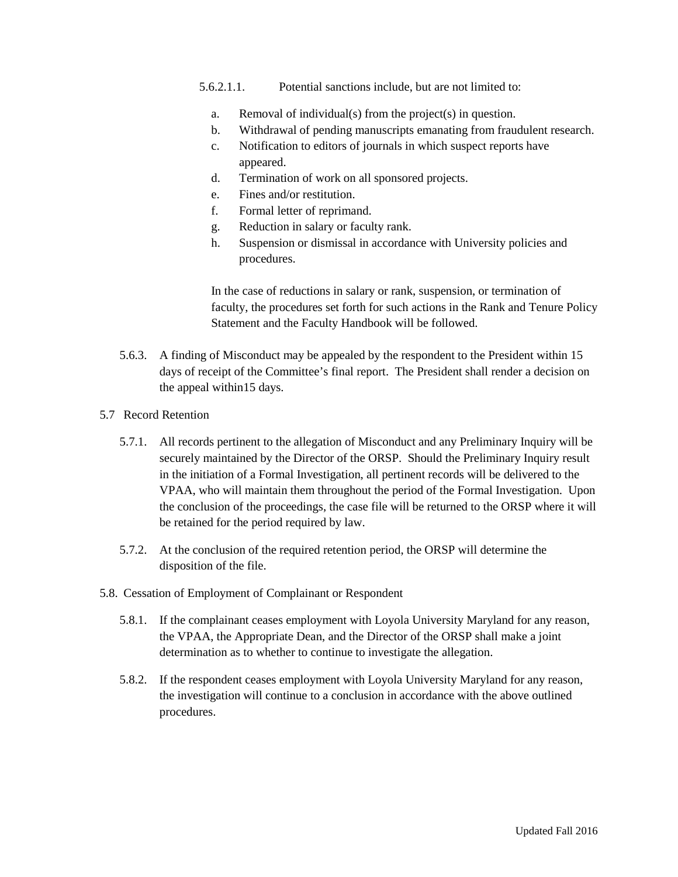5.6.2.1.1. Potential sanctions include, but are not limited to:

a. Removal of individual(s) from the project(s) in question.
b. Withdrawal of pending manuscripts emanating from fraudulent research.
c. Notification to editors of journals in which suspect reports have appeared.
d. Termination of work on all sponsored projects.
e. Fines and/or restitution.
f. Formal letter of reprimand.
g. Reduction in salary or faculty rank.
h. Suspension or dismissal in accordance with University policies and procedures.

In the case of reductions in salary or rank, suspension, or termination of faculty, the procedures set forth for such actions in the Rank and Tenure Policy Statement and the Faculty Handbook will be followed.

5.6.3. A finding of Misconduct may be appealed by the respondent to the President within 15 days of receipt of the Committee's final report. The President shall render a decision on the appeal within15 days.

5.7 Record Retention

5.7.1. All records pertinent to the allegation of Misconduct and any Preliminary Inquiry will be securely maintained by the Director of the ORSP. Should the Preliminary Inquiry result in the initiation of a Formal Investigation, all pertinent records will be delivered to the VPAA, who will maintain them throughout the period of the Formal Investigation. Upon the conclusion of the proceedings, the case file will be returned to the ORSP where it will be retained for the period required by law.

5.7.2. At the conclusion of the required retention period, the ORSP will determine the disposition of the file.

5.8. Cessation of Employment of Complainant or Respondent

5.8.1. If the complainant ceases employment with Loyola University Maryland for any reason, the VPAA, the Appropriate Dean, and the Director of the ORSP shall make a joint determination as to whether to continue to investigate the allegation.

5.8.2. If the respondent ceases employment with Loyola University Maryland for any reason, the investigation will continue to a conclusion in accordance with the above outlined procedures.

Updated Fall 2016